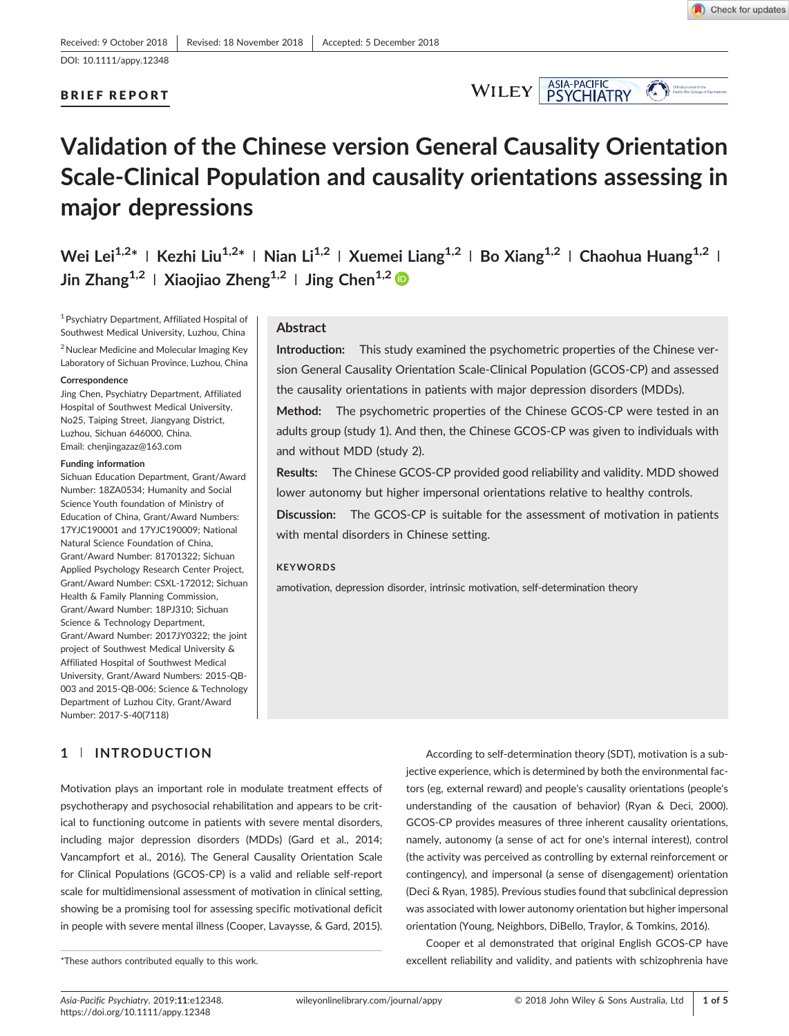Received: 9 October 2018 | Revised: 18 November 2018 | Accepted: 5 December 2018

DOI: 10.1111/appy.12348

**BRIEF REPORT**

# Validation of the Chinese version General Causality Orientation Scale-Clinical Population and causality orientations assessing in major depressions

**Wei Lei[1,2]* | Kezhi Liu[1,2]* | Nian Li[1,2] | Xuemei Liang[1,2] | Bo Xiang[1,2] | Chaohua Huang[1,2] | Jin Zhang[1,2] | Xiaojiao Zheng[1,2] | Jing Chen[1,2]**

[1] Psychiatry Department, Affiliated Hospital of Southwest Medical University, Luzhou, China

[2] Nuclear Medicine and Molecular Imaging Key Laboratory of Sichuan Province, Luzhou, China

**Correspondence**
Jing Chen, Psychiatry Department, Affiliated Hospital of Southwest Medical University, No25, Taiping Street, Jiangyang District, Luzhou, Sichuan 646000, China.
Email: chenjingazaz@163.com

**Funding information**
Sichuan Education Department, Grant/Award Number: 18ZA0534; Humanity and Social Science Youth foundation of Ministry of Education of China, Grant/Award Numbers: 17YJC190001 and 17YJC190009; National Natural Science Foundation of China, Grant/Award Number: 81701322; Sichuan Applied Psychology Research Center Project, Grant/Award Number: CSXL-172012; Sichuan Health & Family Planning Commission, Grant/Award Number: 18PJ310; Sichuan Science & Technology Department, Grant/Award Number: 2017JY0322; the joint project of Southwest Medical University & Affiliated Hospital of Southwest Medical University, Grant/Award Numbers: 2015-QB-003 and 2015-QB-006; Science & Technology Department of Luzhou City, Grant/Award Number: 2017-S-40(7118)

## Abstract

**Introduction:** This study examined the psychometric properties of the Chinese version General Causality Orientation Scale-Clinical Population (GCOS-CP) and assessed the causality orientations in patients with major depression disorders (MDDs).

**Method:** The psychometric properties of the Chinese GCOS-CP were tested in an adults group (study 1). And then, the Chinese GCOS-CP was given to individuals with and without MDD (study 2).

**Results:** The Chinese GCOS-CP provided good reliability and validity. MDD showed lower autonomy but higher impersonal orientations relative to healthy controls.

**Discussion:** The GCOS-CP is suitable for the assessment of motivation in patients with mental disorders in Chinese setting.

**KEYWORDS**

amotivation, depression disorder, intrinsic motivation, self-determination theory

## 1 | INTRODUCTION

Motivation plays an important role in modulate treatment effects of psychotherapy and psychosocial rehabilitation and appears to be critical to functioning outcome in patients with severe mental disorders, including major depression disorders (MDDs) (Gard et al., 2014; Vancampfort et al., 2016). The General Causality Orientation Scale for Clinical Populations (GCOS-CP) is a valid and reliable self-report scale for multidimensional assessment of motivation in clinical setting, showing be a promising tool for assessing specific motivational deficit in people with severe mental illness (Cooper, Lavaysse, & Gard, 2015).

According to self-determination theory (SDT), motivation is a subjective experience, which is determined by both the environmental factors (eg, external reward) and people's causality orientations (people's understanding of the causation of behavior) (Ryan & Deci, 2000). GCOS-CP provides measures of three inherent causality orientations, namely, autonomy (a sense of act for one's internal interest), control (the activity was perceived as controlling by external reinforcement or contingency), and impersonal (a sense of disengagement) orientation (Deci & Ryan, 1985). Previous studies found that subclinical depression was associated with lower autonomy orientation but higher impersonal orientation (Young, Neighbors, DiBello, Traylor, & Tomkins, 2016).

Cooper et al demonstrated that original English GCOS-CP have excellent reliability and validity, and patients with schizophrenia have

*These authors contributed equally to this work.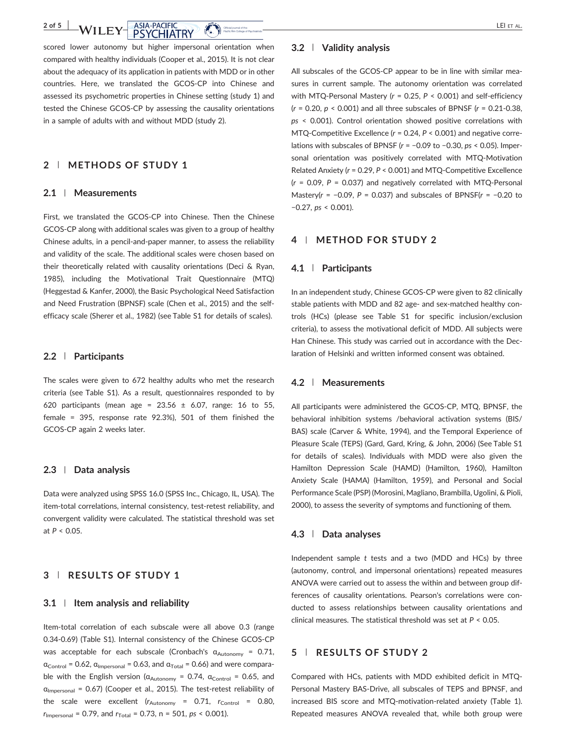scored lower autonomy but higher impersonal orientation when compared with healthy individuals (Cooper et al., 2015). It is not clear about the adequacy of its application in patients with MDD or in other countries. Here, we translated the GCOS-CP into Chinese and assessed its psychometric properties in Chinese setting (study 1) and tested the Chinese GCOS-CP by assessing the causality orientations in a sample of adults with and without MDD (study 2).

## 2 | METHODS OF STUDY 1

### 2.1 | Measurements

First, we translated the GCOS-CP into Chinese. Then the Chinese GCOS-CP along with additional scales was given to a group of healthy Chinese adults, in a pencil-and-paper manner, to assess the reliability and validity of the scale. The additional scales were chosen based on their theoretically related with causality orientations (Deci & Ryan, 1985), including the Motivational Trait Questionnaire (MTQ) (Heggestad & Kanfer, 2000), the Basic Psychological Need Satisfaction and Need Frustration (BPNSF) scale (Chen et al., 2015) and the self-efficacy scale (Sherer et al., 1982) (see Table S1 for details of scales).

### 2.2 | Participants

The scales were given to 672 healthy adults who met the research criteria (see Table S1). As a result, questionnaires responded to by 620 participants (mean age = 23.56 ± 6.07, range: 16 to 55, female = 395, response rate 92.3%), 501 of them finished the GCOS-CP again 2 weeks later.

### 2.3 | Data analysis

Data were analyzed using SPSS 16.0 (SPSS Inc., Chicago, IL, USA). The item-total correlations, internal consistency, test-retest reliability, and convergent validity were calculated. The statistical threshold was set at $P < 0.05$.

## 3 | RESULTS OF STUDY 1

### 3.1 | Item analysis and reliability

Item-total correlation of each subscale were all above 0.3 (range 0.34-0.69) (Table S1). Internal consistency of the Chinese GCOS-CP was acceptable for each subscale (Cronbach's $\alpha_{Autonomy} = 0.71$, $\alpha_{Control} = 0.62$, $\alpha_{Impersonal} = 0.63$, and $\alpha_{Total} = 0.66$) and were comparable with the English version ($\alpha_{Autonomy} = 0.74$, $\alpha_{Control} = 0.65$, and $\alpha_{Impersonal} = 0.67$) (Cooper et al., 2015). The test-retest reliability of the scale were excellent ($r_{Autonomy} = 0.71$, $r_{Control} = 0.80$, $r_{Impersonal} = 0.79$, and $r_{Total} = 0.73$, n = 501, $ps < 0.001$).

### 3.2 | Validity analysis

All subscales of the GCOS-CP appear to be in line with similar measures in current sample. The autonomy orientation was correlated with MTQ-Personal Mastery ($r = 0.25$, $P < 0.001$) and self-efficiency ($r = 0.20$, $p < 0.001$) and all three subscales of BPNSF ($r = 0.21$-$0.38$, $ps < 0.001$). Control orientation showed positive correlations with MTQ-Competitive Excellence ($r = 0.24$, $P < 0.001$) and negative correlations with subscales of BPNSF ($r = -0.09$ to $-0.30$, $ps < 0.05$). Impersonal orientation was positively correlated with MTQ-Motivation Related Anxiety ($r = 0.29$, $P < 0.001$) and MTQ-Competitive Excellence ($r = 0.09$, $P = 0.037$) and negatively correlated with MTQ-Personal Mastery($r = -0.09$, $P = 0.037$) and subscales of BPNSF($r = -0.20$ to $-0.27$, $ps < 0.001$).

## 4 | METHOD FOR STUDY 2

### 4.1 | Participants

In an independent study, Chinese GCOS-CP were given to 82 clinically stable patients with MDD and 82 age- and sex-matched healthy controls (HCs) (please see Table S1 for specific inclusion/exclusion criteria), to assess the motivational deficit of MDD. All subjects were Han Chinese. This study was carried out in accordance with the Declaration of Helsinki and written informed consent was obtained.

### 4.2 | Measurements

All participants were administered the GCOS-CP, MTQ, BPNSF, the behavioral inhibition systems /behavioral activation systems (BIS/BAS) scale (Carver & White, 1994), and the Temporal Experience of Pleasure Scale (TEPS) (Gard, Gard, Kring, & John, 2006) (See Table S1 for details of scales). Individuals with MDD were also given the Hamilton Depression Scale (HAMD) (Hamilton, 1960), Hamilton Anxiety Scale (HAMA) (Hamilton, 1959), and Personal and Social Performance Scale (PSP) (Morosini, Magliano, Brambilla, Ugolini, & Pioli, 2000), to assess the severity of symptoms and functioning of them.

### 4.3 | Data analyses

Independent sample *t* tests and a two (MDD and HCs) by three (autonomy, control, and impersonal orientations) repeated measures ANOVA were carried out to assess the within and between group differences of causality orientations. Pearson's correlations were conducted to assess relationships between causality orientations and clinical measures. The statistical threshold was set at $P < 0.05$.

## 5 | RESULTS OF STUDY 2

Compared with HCs, patients with MDD exhibited deficit in MTQ-Personal Mastery BAS-Drive, all subscales of TEPS and BPNSF, and increased BIS score and MTQ-motivation-related anxiety (Table 1). Repeated measures ANOVA revealed that, while both group were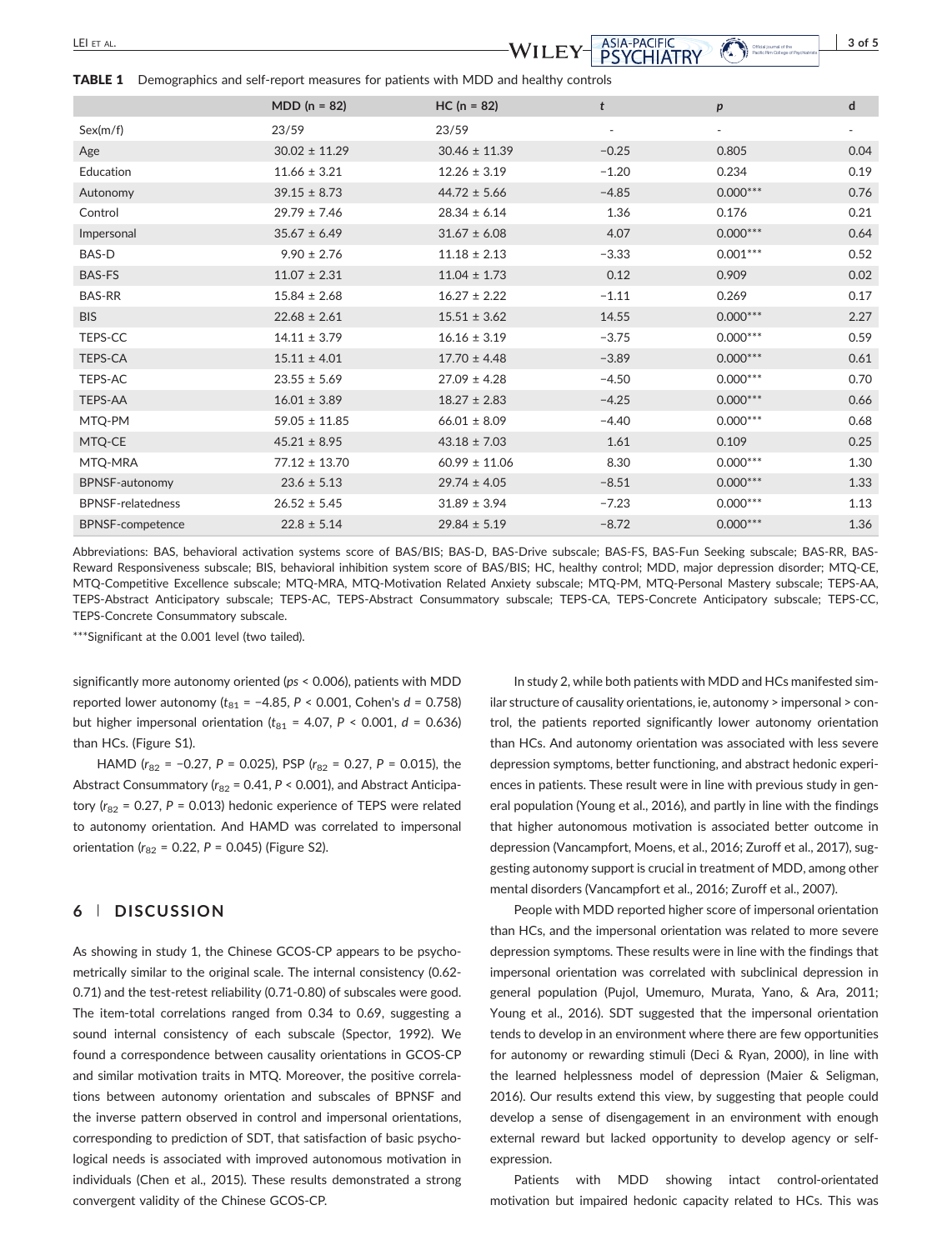**TABLE 1** Demographics and self-report measures for patients with MDD and healthy controls

| | MDD (n = 82) | HC (n = 82) | t | p | d |
|---|---|---|---|---|---|
| Sex(m/f) | 23/59 | 23/59 | - | - | - |
| Age | 30.02 ± 11.29 | 30.46 ± 11.39 | −0.25 | 0.805 | 0.04 |
| Education | 11.66 ± 3.21 | 12.26 ± 3.19 | −1.20 | 0.234 | 0.19 |
| Autonomy | 39.15 ± 8.73 | 44.72 ± 5.66 | −4.85 | 0.000*** | 0.76 |
| Control | 29.79 ± 7.46 | 28.34 ± 6.14 | 1.36 | 0.176 | 0.21 |
| Impersonal | 35.67 ± 6.49 | 31.67 ± 6.08 | 4.07 | 0.000*** | 0.64 |
| BAS-D | 9.90 ± 2.76 | 11.18 ± 2.13 | −3.33 | 0.001*** | 0.52 |
| BAS-FS | 11.07 ± 2.31 | 11.04 ± 1.73 | 0.12 | 0.909 | 0.02 |
| BAS-RR | 15.84 ± 2.68 | 16.27 ± 2.22 | −1.11 | 0.269 | 0.17 |
| BIS | 22.68 ± 2.61 | 15.51 ± 3.62 | 14.55 | 0.000*** | 2.27 |
| TEPS-CC | 14.11 ± 3.79 | 16.16 ± 3.19 | −3.75 | 0.000*** | 0.59 |
| TEPS-CA | 15.11 ± 4.01 | 17.70 ± 4.48 | −3.89 | 0.000*** | 0.61 |
| TEPS-AC | 23.55 ± 5.69 | 27.09 ± 4.28 | −4.50 | 0.000*** | 0.70 |
| TEPS-AA | 16.01 ± 3.89 | 18.27 ± 2.83 | −4.25 | 0.000*** | 0.66 |
| MTQ-PM | 59.05 ± 11.85 | 66.01 ± 8.09 | −4.40 | 0.000*** | 0.68 |
| MTQ-CE | 45.21 ± 8.95 | 43.18 ± 7.03 | 1.61 | 0.109 | 0.25 |
| MTQ-MRA | 77.12 ± 13.70 | 60.99 ± 11.06 | 8.30 | 0.000*** | 1.30 |
| BPNSF-autonomy | 23.6 ± 5.13 | 29.74 ± 4.05 | −8.51 | 0.000*** | 1.33 |
| BPNSF-relatedness | 26.52 ± 5.45 | 31.89 ± 3.94 | −7.23 | 0.000*** | 1.13 |
| BPNSF-competence | 22.8 ± 5.14 | 29.84 ± 5.19 | −8.72 | 0.000*** | 1.36 |

Abbreviations: BAS, behavioral activation systems score of BAS/BIS; BAS-D, BAS-Drive subscale; BAS-FS, BAS-Fun Seeking subscale; BAS-RR, BAS-Reward Responsiveness subscale; BIS, behavioral inhibition system score of BAS/BIS; HC, healthy control; MDD, major depression disorder; MTQ-CE, MTQ-Competitive Excellence subscale; MTQ-MRA, MTQ-Motivation Related Anxiety subscale; MTQ-PM, MTQ-Personal Mastery subscale; TEPS-AA, TEPS-Abstract Anticipatory subscale; TEPS-AC, TEPS-Abstract Consummatory subscale; TEPS-CA, TEPS-Concrete Anticipatory subscale; TEPS-CC, TEPS-Concrete Consummatory subscale.

***Significant at the 0.001 level (two tailed).

significantly more autonomy oriented (*ps* < 0.006), patients with MDD reported lower autonomy ($t_{81}$ = −4.85, *P* < 0.001, Cohen's *d* = 0.758) but higher impersonal orientation ($t_{81}$ = 4.07, *P* < 0.001, *d* = 0.636) than HCs. (Figure S1).

HAMD ($r_{82}$ = −0.27, *P* = 0.025), PSP ($r_{82}$ = 0.27, *P* = 0.015), the Abstract Consummatory ($r_{82}$ = 0.41, *P* < 0.001), and Abstract Anticipatory ($r_{82}$ = 0.27, *P* = 0.013) hedonic experience of TEPS were related to autonomy orientation. And HAMD was correlated to impersonal orientation ($r_{82}$ = 0.22, *P* = 0.045) (Figure S2).

## 6 | DISCUSSION

As showing in study 1, the Chinese GCOS-CP appears to be psychometrically similar to the original scale. The internal consistency (0.62-0.71) and the test-retest reliability (0.71-0.80) of subscales were good. The item-total correlations ranged from 0.34 to 0.69, suggesting a sound internal consistency of each subscale (Spector, 1992). We found a correspondence between causality orientations in GCOS-CP and similar motivation traits in MTQ. Moreover, the positive correlations between autonomy orientation and subscales of BPNSF and the inverse pattern observed in control and impersonal orientations, corresponding to prediction of SDT, that satisfaction of basic psychological needs is associated with improved autonomous motivation in individuals (Chen et al., 2015). These results demonstrated a strong convergent validity of the Chinese GCOS-CP.

In study 2, while both patients with MDD and HCs manifested similar structure of causality orientations, ie, autonomy > impersonal > control, the patients reported significantly lower autonomy orientation than HCs. And autonomy orientation was associated with less severe depression symptoms, better functioning, and abstract hedonic experiences in patients. These result were in line with previous study in general population (Young et al., 2016), and partly in line with the findings that higher autonomous motivation is associated better outcome in depression (Vancampfort, Moens, et al., 2016; Zuroff et al., 2017), suggesting autonomy support is crucial in treatment of MDD, among other mental disorders (Vancampfort et al., 2016; Zuroff et al., 2007).

People with MDD reported higher score of impersonal orientation than HCs, and the impersonal orientation was related to more severe depression symptoms. These results were in line with the findings that impersonal orientation was correlated with subclinical depression in general population (Pujol, Umemuro, Murata, Yano, & Ara, 2011; Young et al., 2016). SDT suggested that the impersonal orientation tends to develop in an environment where there are few opportunities for autonomy or rewarding stimuli (Deci & Ryan, 2000), in line with the learned helplessness model of depression (Maier & Seligman, 2016). Our results extend this view, by suggesting that people could develop a sense of disengagement in an environment with enough external reward but lacked opportunity to develop agency or self-expression.

Patients with MDD showing intact control-orientated motivation but impaired hedonic capacity related to HCs. This was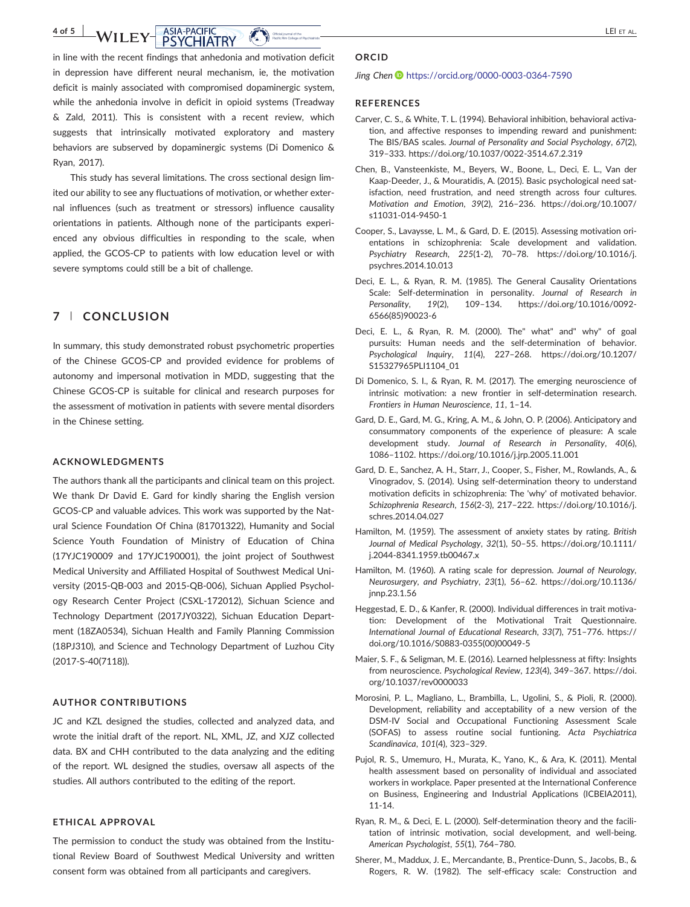in line with the recent findings that anhedonia and motivation deficit in depression have different neural mechanism, ie, the motivation deficit is mainly associated with compromised dopaminergic system, while the anhedonia involve in deficit in opioid systems (Treadway & Zald, 2011). This is consistent with a recent review, which suggests that intrinsically motivated exploratory and mastery behaviors are subserved by dopaminergic systems (Di Domenico & Ryan, 2017).

This study has several limitations. The cross sectional design limited our ability to see any fluctuations of motivation, or whether external influences (such as treatment or stressors) influence causality orientations in patients. Although none of the participants experienced any obvious difficulties in responding to the scale, when applied, the GCOS-CP to patients with low education level or with severe symptoms could still be a bit of challenge.

## 7 | CONCLUSION

In summary, this study demonstrated robust psychometric properties of the Chinese GCOS-CP and provided evidence for problems of autonomy and impersonal motivation in MDD, suggesting that the Chinese GCOS-CP is suitable for clinical and research purposes for the assessment of motivation in patients with severe mental disorders in the Chinese setting.

### ACKNOWLEDGMENTS

The authors thank all the participants and clinical team on this project. We thank Dr David E. Gard for kindly sharing the English version GCOS-CP and valuable advices. This work was supported by the Natural Science Foundation Of China (81701322), Humanity and Social Science Youth Foundation of Ministry of Education of China (17YJC190009 and 17YJC190001), the joint project of Southwest Medical University and Affiliated Hospital of Southwest Medical University (2015-QB-003 and 2015-QB-006), Sichuan Applied Psychology Research Center Project (CSXL-172012), Sichuan Science and Technology Department (2017JY0322), Sichuan Education Department (18ZA0534), Sichuan Health and Family Planning Commission (18PJ310), and Science and Technology Department of Luzhou City (2017-S-40(7118)).

### AUTHOR CONTRIBUTIONS

JC and KZL designed the studies, collected and analyzed data, and wrote the initial draft of the report. NL, XML, JZ, and XJZ collected data. BX and CHH contributed to the data analyzing and the editing of the report. WL designed the studies, oversaw all aspects of the studies. All authors contributed to the editing of the report.

### ETHICAL APPROVAL

The permission to conduct the study was obtained from the Institutional Review Board of Southwest Medical University and written consent form was obtained from all participants and caregivers.

### ORCID

*Jing Chen* https://orcid.org/0000-0003-0364-7590

### REFERENCES

Carver, C. S., & White, T. L. (1994). Behavioral inhibition, behavioral activation, and affective responses to impending reward and punishment: The BIS/BAS scales. *Journal of Personality and Social Psychology*, *67*(2), 319–333. https://doi.org/10.1037/0022-3514.67.2.319

Chen, B., Vansteenkiste, M., Beyers, W., Boone, L., Deci, E. L., Van der Kaap-Deeder, J., & Mouratidis, A. (2015). Basic psychological need satisfaction, need frustration, and need strength across four cultures. *Motivation and Emotion*, *39*(2), 216–236. https://doi.org/10.1007/s11031-014-9450-1

Cooper, S., Lavaysse, L. M., & Gard, D. E. (2015). Assessing motivation orientations in schizophrenia: Scale development and validation. *Psychiatry Research*, *225*(1-2), 70–78. https://doi.org/10.1016/j.psychres.2014.10.013

Deci, E. L., & Ryan, R. M. (1985). The General Causality Orientations Scale: Self-determination in personality. *Journal of Research in Personality*, *19*(2), 109–134. https://doi.org/10.1016/0092-6566(85)90023-6

Deci, E. L., & Ryan, R. M. (2000). The" what" and" why" of goal pursuits: Human needs and the self-determination of behavior. *Psychological Inquiry*, *11*(4), 227–268. https://doi.org/10.1207/S15327965PLI1104_01

Di Domenico, S. I., & Ryan, R. M. (2017). The emerging neuroscience of intrinsic motivation: a new frontier in self-determination research. *Frontiers in Human Neuroscience*, *11*, 1–14.

Gard, D. E., Gard, M. G., Kring, A. M., & John, O. P. (2006). Anticipatory and consummatory components of the experience of pleasure: A scale development study. *Journal of Research in Personality*, *40*(6), 1086–1102. https://doi.org/10.1016/j.jrp.2005.11.001

Gard, D. E., Sanchez, A. H., Starr, J., Cooper, S., Fisher, M., Rowlands, A., & Vinogradov, S. (2014). Using self-determination theory to understand motivation deficits in schizophrenia: The 'why' of motivated behavior. *Schizophrenia Research*, *156*(2-3), 217–222. https://doi.org/10.1016/j.schres.2014.04.027

Hamilton, M. (1959). The assessment of anxiety states by rating. *British Journal of Medical Psychology*, *32*(1), 50–55. https://doi.org/10.1111/j.2044-8341.1959.tb00467.x

Hamilton, M. (1960). A rating scale for depression. *Journal of Neurology, Neurosurgery, and Psychiatry*, *23*(1), 56–62. https://doi.org/10.1136/jnnp.23.1.56

Heggestad, E. D., & Kanfer, R. (2000). Individual differences in trait motivation: Development of the Motivational Trait Questionnaire. *International Journal of Educational Research*, *33*(7), 751–776. https://doi.org/10.1016/S0883-0355(00)00049-5

Maier, S. F., & Seligman, M. E. (2016). Learned helplessness at fifty: Insights from neuroscience. *Psychological Review*, *123*(4), 349–367. https://doi.org/10.1037/rev0000033

Morosini, P. L., Magliano, L., Brambilla, L., Ugolini, S., & Pioli, R. (2000). Development, reliability and acceptability of a new version of the DSM-IV Social and Occupational Functioning Assessment Scale (SOFAS) to assess routine social funtioning. *Acta Psychiatrica Scandinavica*, *101*(4), 323–329.

Pujol, R. S., Umemuro, H., Murata, K., Yano, K., & Ara, K. (2011). Mental health assessment based on personality of individual and associated workers in workplace. Paper presented at the International Conference on Business, Engineering and Industrial Applications (ICBEIA2011), 11-14.

Ryan, R. M., & Deci, E. L. (2000). Self-determination theory and the facilitation of intrinsic motivation, social development, and well-being. *American Psychologist*, *55*(1), 764–780.

Sherer, M., Maddux, J. E., Mercandante, B., Prentice-Dunn, S., Jacobs, B., & Rogers, R. W. (1982). The self-efficacy scale: Construction and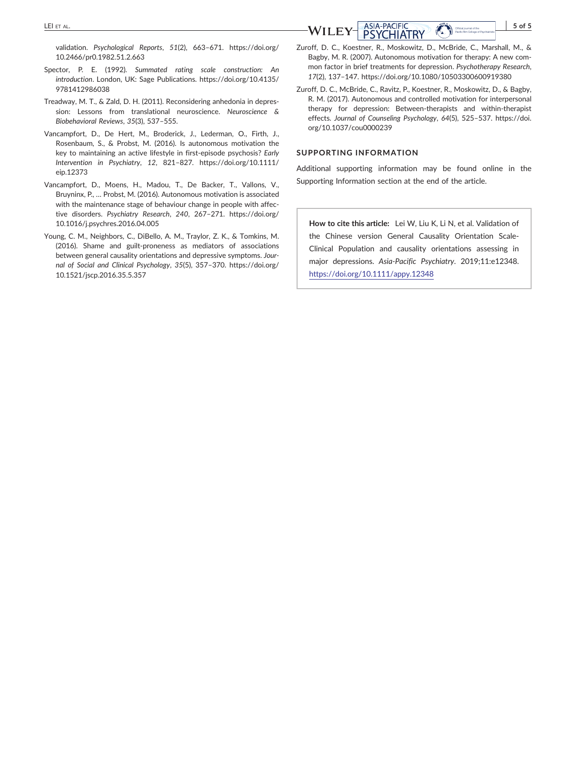validation. *Psychological Reports*, *51*(2), 663–671. https://doi.org/10.2466/pr0.1982.51.2.663

Spector, P. E. (1992). *Summated rating scale construction: An introduction*. London, UK: Sage Publications. https://doi.org/10.4135/9781412986038

Treadway, M. T., & Zald, D. H. (2011). Reconsidering anhedonia in depression: Lessons from translational neuroscience. *Neuroscience & Biobehavioral Reviews*, *35*(3), 537–555.

Vancampfort, D., De Hert, M., Broderick, J., Lederman, O., Firth, J., Rosenbaum, S., & Probst, M. (2016). Is autonomous motivation the key to maintaining an active lifestyle in first-episode psychosis? *Early Intervention in Psychiatry*, *12*, 821–827. https://doi.org/10.1111/eip.12373

Vancampfort, D., Moens, H., Madou, T., De Backer, T., Vallons, V., Bruyninx, P., … Probst, M. (2016). Autonomous motivation is associated with the maintenance stage of behaviour change in people with affective disorders. *Psychiatry Research*, *240*, 267–271. https://doi.org/10.1016/j.psychres.2016.04.005

Young, C. M., Neighbors, C., DiBello, A. M., Traylor, Z. K., & Tomkins, M. (2016). Shame and guilt-proneness as mediators of associations between general causality orientations and depressive symptoms. *Journal of Social and Clinical Psychology*, *35*(5), 357–370. https://doi.org/10.1521/jscp.2016.35.5.357

Zuroff, D. C., Koestner, R., Moskowitz, D., McBride, C., Marshall, M., & Bagby, M. R. (2007). Autonomous motivation for therapy: A new common factor in brief treatments for depression. *Psychotherapy Research*, *17*(2), 137–147. https://doi.org/10.1080/10503300600919380

Zuroff, D. C., McBride, C., Ravitz, P., Koestner, R., Moskowitz, D., & Bagby, R. M. (2017). Autonomous and controlled motivation for interpersonal therapy for depression: Between-therapists and within-therapist effects. *Journal of Counseling Psychology*, *64*(5), 525–537. https://doi.org/10.1037/cou0000239

## SUPPORTING INFORMATION

Additional supporting information may be found online in the Supporting Information section at the end of the article.

**How to cite this article:** Lei W, Liu K, Li N, et al. Validation of the Chinese version General Causality Orientation Scale-Clinical Population and causality orientations assessing in major depressions. *Asia-Pacific Psychiatry*. 2019;11:e12348. https://doi.org/10.1111/appy.12348